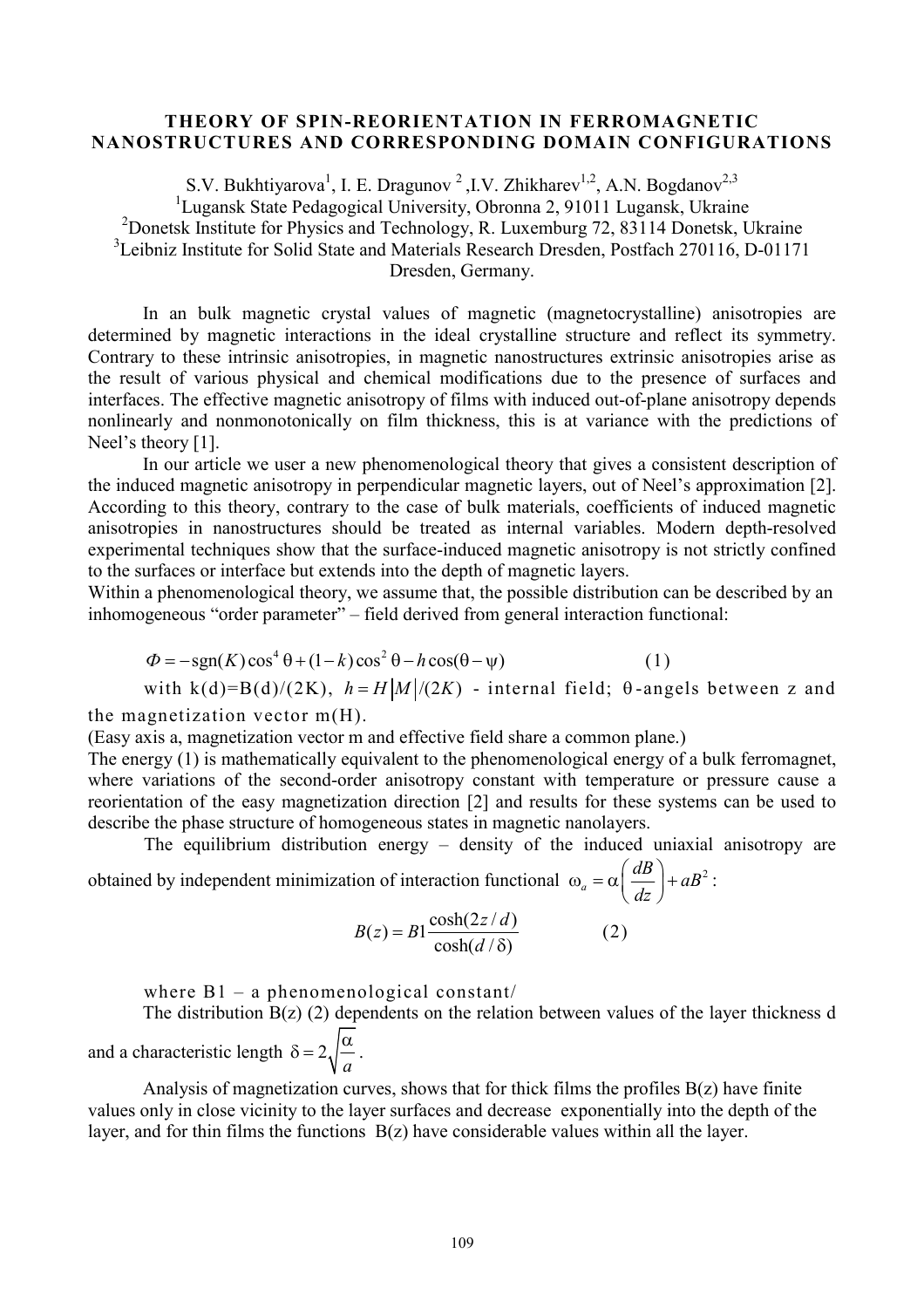# THEORY OF SPIN-REORIENTATION IN FERROMAGNETIC NANOSTRUCTURES AND CORRESPONDING DOMAIN CONFIGURATIONS

S.V. Bukhtiyarova[1], I. E. Dragunov [2], I.V. Zhikharev[1,2], A.N. Bogdanov[2,3]

[1]Lugansk State Pedagogical University, Obronna 2, 91011 Lugansk, Ukraine

[2]Donetsk Institute for Physics and Technology, R. Luxemburg 72, 83114 Donetsk, Ukraine

[3]Leibniz Institute for Solid State and Materials Research Dresden, Postfach 270116, D-01171 Dresden, Germany.

In an bulk magnetic crystal values of magnetic (magnetocrystalline) anisotropies are determined by magnetic interactions in the ideal crystalline structure and reflect its symmetry. Contrary to these intrinsic anisotropies, in magnetic nanostructures extrinsic anisotropies arise as the result of various physical and chemical modifications due to the presence of surfaces and interfaces. The effective magnetic anisotropy of films with induced out-of-plane anisotropy depends nonlinearly and nonmonotonically on film thickness, this is at variance with the predictions of Neel's theory [1].

In our article we user a new phenomenological theory that gives a consistent description of the induced magnetic anisotropy in perpendicular magnetic layers, out of Neel's approximation [2]. According to this theory, contrary to the case of bulk materials, coefficients of induced magnetic anisotropies in nanostructures should be treated as internal variables. Modern depth-resolved experimental techniques show that the surface-induced magnetic anisotropy is not strictly confined to the surfaces or interface but extends into the depth of magnetic layers.

Within a phenomenological theory, we assume that, the possible distribution can be described by an inhomogeneous "order parameter" – field derived from general interaction functional:

$$\Phi = -\mathrm{sgn}(K)\cos^4\theta + (1-k)\cos^2\theta - h\cos(\theta - \psi) \qquad (1)$$

with $k(d)=B(d)/(2K)$, $h = H|M|/(2K)$ - internal field; $\theta$-angels between z and the magnetization vector m(H).

(Easy axis a, magnetization vector m and effective field share a common plane.)

The energy (1) is mathematically equivalent to the phenomenological energy of a bulk ferromagnet, where variations of the second-order anisotropy constant with temperature or pressure cause a reorientation of the easy magnetization direction [2] and results for these systems can be used to describe the phase structure of homogeneous states in magnetic nanolayers.

The equilibrium distribution energy – density of the induced uniaxial anisotropy are obtained by independent minimization of interaction functional $\omega_a = \alpha\left(\frac{dB}{dz}\right) + aB^2$:

$$B(z) = B1\frac{\cosh(2z/d)}{\cosh(d/\delta)} \qquad (2)$$

where B1 – a phenomenological constant/

The distribution B(z) (2) dependents on the relation between values of the layer thickness d and a characteristic length $\delta = 2\sqrt{\frac{\alpha}{a}}$.

Analysis of magnetization curves, shows that for thick films the profiles B(z) have finite values only in close vicinity to the layer surfaces and decrease exponentially into the depth of the layer, and for thin films the functions B(z) have considerable values within all the layer.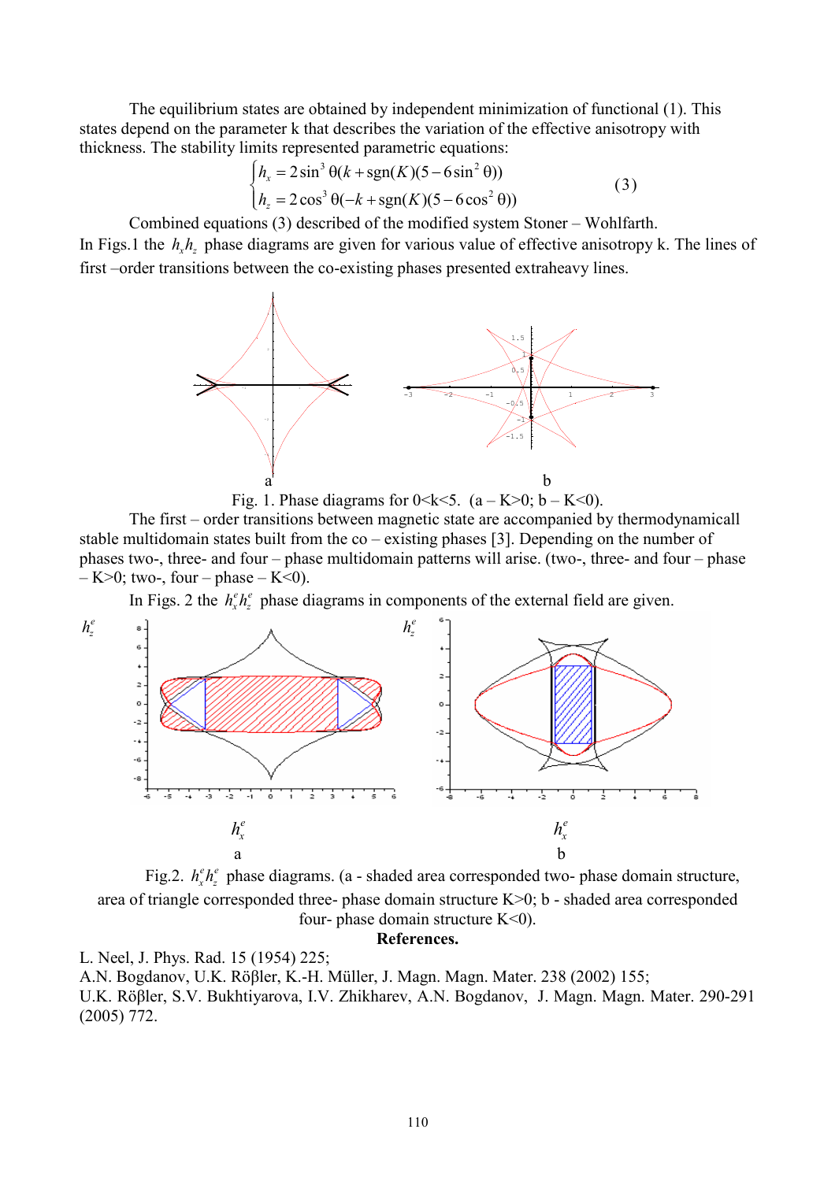The equilibrium states are obtained by independent minimization of functional (1). This states depend on the parameter k that describes the variation of the effective anisotropy with thickness. The stability limits represented parametric equations:

$$\begin{cases} h_x = 2\sin^3\theta(k + \mathrm{sgn}(K)(5 - 6\sin^2\theta)) \\ h_z = 2\cos^3\theta(-k + \mathrm{sgn}(K)(5 - 6\cos^2\theta)) \end{cases} \qquad (3)$$

Combined equations (3) described of the modified system Stoner – Wohlfarth. In Figs.1 the $h_x h_z$ phase diagrams are given for various value of effective anisotropy k. The lines of first –order transitions between the co-existing phases presented extraheavy lines.

a

b

1.5
1
0.5
-0.5
-1
-1.5
-3
-2
-1
1
2
3

Fig. 1. Phase diagrams for 0<k<5. (a – K>0; b – K<0).

The first – order transitions between magnetic state are accompanied by thermodynamicall stable multidomain states built from the co – existing phases [3]. Depending on the number of phases two-, three- and four – phase multidomain patterns will arise. (two-, three- and four – phase – K>0; two-, four – phase – K<0).

In Figs. 2 the $h_x^e h_z^e$ phase diagrams in components of the external field are given.

$h_z^e$

8
6
4
2
0
-2
-4
-6
-8
-6
-5
-4
-3
-2
-1
0
1
2
3
4
5
6

$h_x^e$

a

$h_z^e$

6
4
2
0
-2
-4
-6
-8
-6
-4
-2
0
2
4
6
8

$h_x^e$

b

Fig.2. $h_x^e h_z^e$ phase diagrams. (a - shaded area corresponded two- phase domain structure, area of triangle corresponded three- phase domain structure K>0; b - shaded area corresponded four- phase domain structure K<0).

**References.**

L. Neel, J. Phys. Rad. 15 (1954) 225;

A.N. Bogdanov, U.K. Rößler, K.-H. Müller, J. Magn. Magn. Mater. 238 (2002) 155;

U.K. Rößler, S.V. Bukhtiyarova, I.V. Zhikharev, A.N. Bogdanov, J. Magn. Magn. Mater. 290-291 (2005) 772.